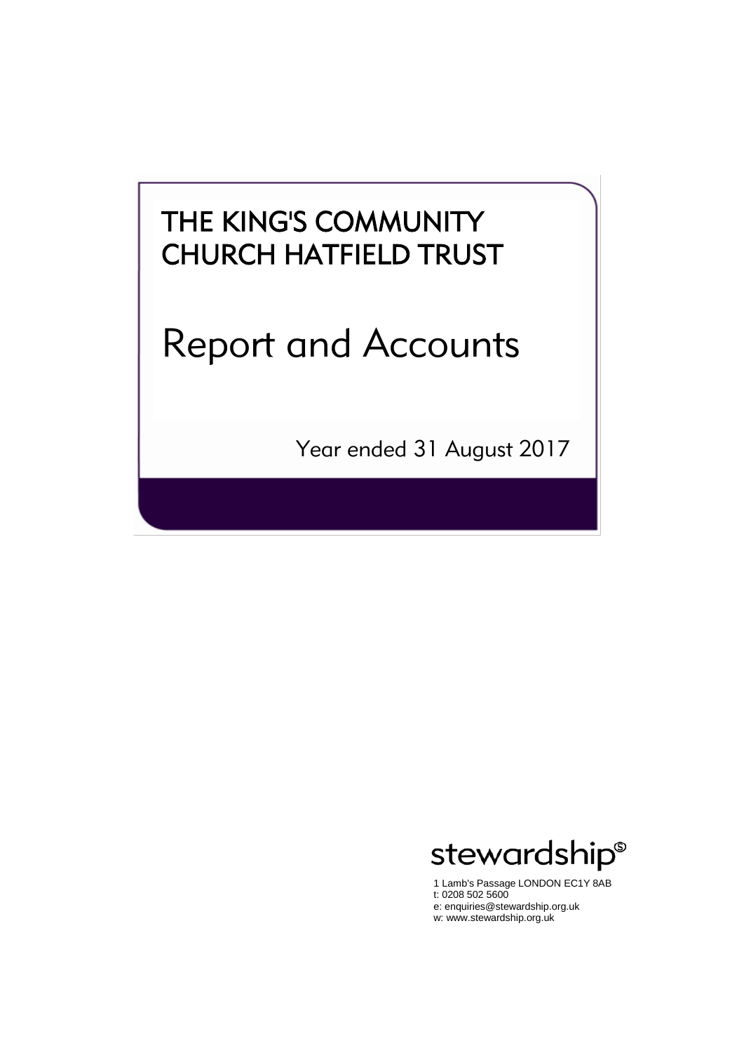# THE KING'S COMMUNITY CHURCH HATFIELD TRUST

# Report and Accounts

Year ended 31 August 2017

stewardship

1 Lamb's Passage LONDON EC1Y 8AB
t: 0208 502 5600
e: enquiries@stewardship.org.uk
w: www.stewardship.org.uk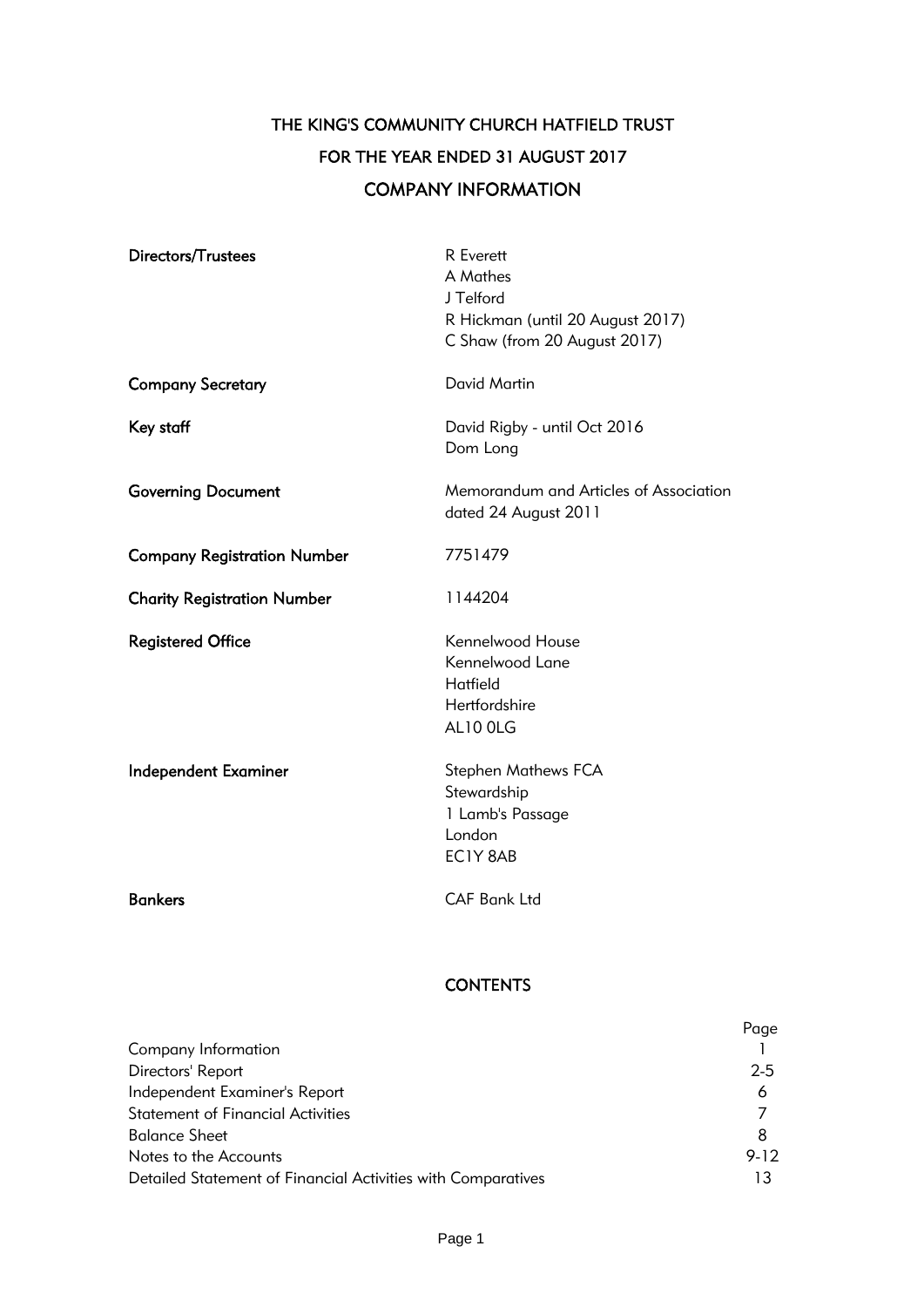# THE KING'S COMMUNITY CHURCH HATFIELD TRUST

## FOR THE YEAR ENDED 31 AUGUST 2017

## COMPANY INFORMATION

| | |
|---|---|
| **Directors/Trustees** | R Everett<br>A Mathes<br>J Telford<br>R Hickman (until 20 August 2017)<br>C Shaw (from 20 August 2017) |
| **Company Secretary** | David Martin |
| **Key staff** | David Rigby - until Oct 2016<br>Dom Long |
| **Governing Document** | Memorandum and Articles of Association dated 24 August 2011 |
| **Company Registration Number** | 7751479 |
| **Charity Registration Number** | 1144204 |
| **Registered Office** | Kennelwood House<br>Kennelwood Lane<br>Hatfield<br>Hertfordshire<br>AL10 0LG |
| **Independent Examiner** | Stephen Mathews FCA<br>Stewardship<br>1 Lamb's Passage<br>London<br>EC1Y 8AB |
| **Bankers** | CAF Bank Ltd |

## CONTENTS

| | Page |
|---|---|
| Company Information | 1 |
| Directors' Report | 2-5 |
| Independent Examiner's Report | 6 |
| Statement of Financial Activities | 7 |
| Balance Sheet | 8 |
| Notes to the Accounts | 9-12 |
| Detailed Statement of Financial Activities with Comparatives | 13 |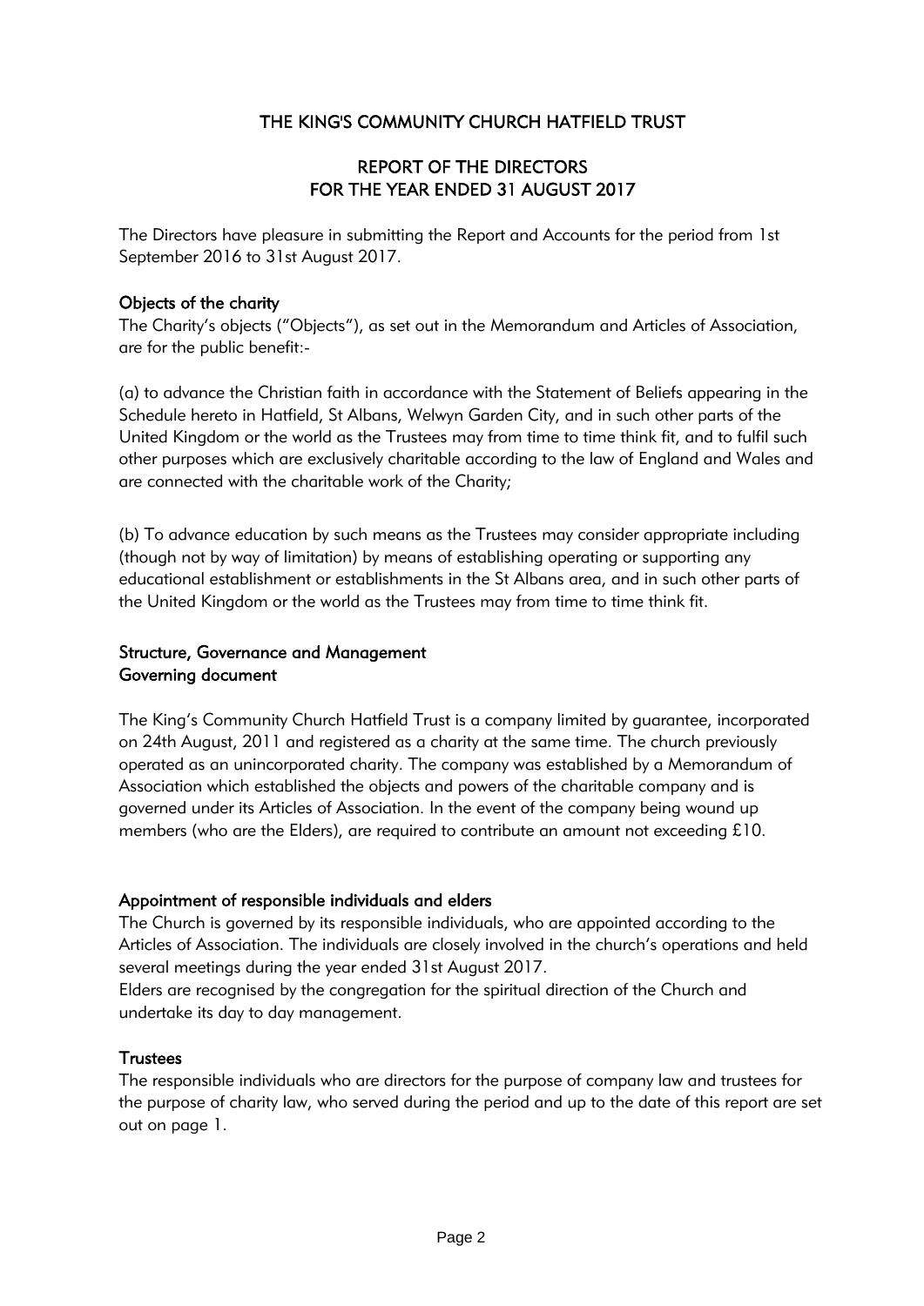# THE KING'S COMMUNITY CHURCH HATFIELD TRUST

## REPORT OF THE DIRECTORS
## FOR THE YEAR ENDED 31 AUGUST 2017

The Directors have pleasure in submitting the Report and Accounts for the period from 1st September 2016 to 31st August 2017.

### Objects of the charity

The Charity's objects ("Objects"), as set out in the Memorandum and Articles of Association, are for the public benefit:-

(a) to advance the Christian faith in accordance with the Statement of Beliefs appearing in the Schedule hereto in Hatfield, St Albans, Welwyn Garden City, and in such other parts of the United Kingdom or the world as the Trustees may from time to time think fit, and to fulfil such other purposes which are exclusively charitable according to the law of England and Wales and are connected with the charitable work of the Charity;

(b) To advance education by such means as the Trustees may consider appropriate including (though not by way of limitation) by means of establishing operating or supporting any educational establishment or establishments in the St Albans area, and in such other parts of the United Kingdom or the world as the Trustees may from time to time think fit.

### Structure, Governance and Management
### Governing document

The King's Community Church Hatfield Trust is a company limited by guarantee, incorporated on 24th August, 2011 and registered as a charity at the same time. The church previously operated as an unincorporated charity. The company was established by a Memorandum of Association which established the objects and powers of the charitable company and is governed under its Articles of Association. In the event of the company being wound up members (who are the Elders), are required to contribute an amount not exceeding £10.

### Appointment of responsible individuals and elders

The Church is governed by its responsible individuals, who are appointed according to the Articles of Association. The individuals are closely involved in the church's operations and held several meetings during the year ended 31st August 2017.
Elders are recognised by the congregation for the spiritual direction of the Church and undertake its day to day management.

### Trustees

The responsible individuals who are directors for the purpose of company law and trustees for the purpose of charity law, who served during the period and up to the date of this report are set out on page 1.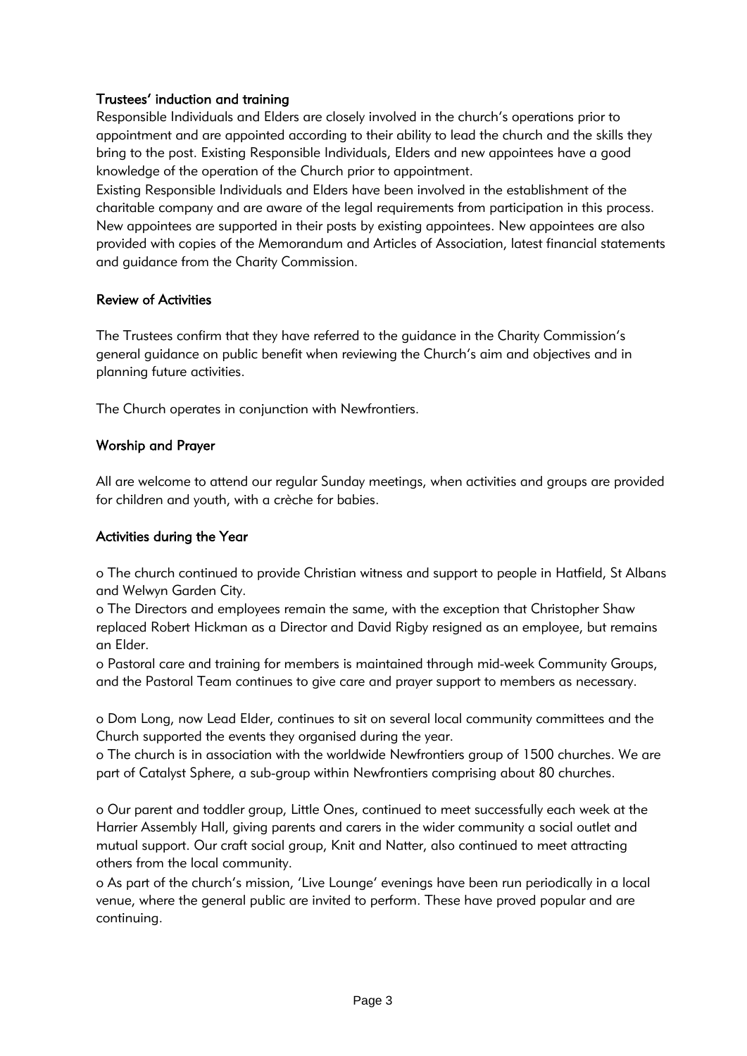## Trustees' induction and training

Responsible Individuals and Elders are closely involved in the church's operations prior to appointment and are appointed according to their ability to lead the church and the skills they bring to the post. Existing Responsible Individuals, Elders and new appointees have a good knowledge of the operation of the Church prior to appointment.

Existing Responsible Individuals and Elders have been involved in the establishment of the charitable company and are aware of the legal requirements from participation in this process. New appointees are supported in their posts by existing appointees. New appointees are also provided with copies of the Memorandum and Articles of Association, latest financial statements and guidance from the Charity Commission.

## Review of Activities

The Trustees confirm that they have referred to the guidance in the Charity Commission's general guidance on public benefit when reviewing the Church's aim and objectives and in planning future activities.

The Church operates in conjunction with Newfrontiers.

## Worship and Prayer

All are welcome to attend our regular Sunday meetings, when activities and groups are provided for children and youth, with a crèche for babies.

## Activities during the Year

- The church continued to provide Christian witness and support to people in Hatfield, St Albans and Welwyn Garden City.
- The Directors and employees remain the same, with the exception that Christopher Shaw replaced Robert Hickman as a Director and David Rigby resigned as an employee, but remains an Elder.
- Pastoral care and training for members is maintained through mid-week Community Groups, and the Pastoral Team continues to give care and prayer support to members as necessary.

- Dom Long, now Lead Elder, continues to sit on several local community committees and the Church supported the events they organised during the year.
- The church is in association with the worldwide Newfrontiers group of 1500 churches. We are part of Catalyst Sphere, a sub-group within Newfrontiers comprising about 80 churches.

- Our parent and toddler group, Little Ones, continued to meet successfully each week at the Harrier Assembly Hall, giving parents and carers in the wider community a social outlet and mutual support. Our craft social group, Knit and Natter, also continued to meet attracting others from the local community.
- As part of the church's mission, 'Live Lounge' evenings have been run periodically in a local venue, where the general public are invited to perform. These have proved popular and are continuing.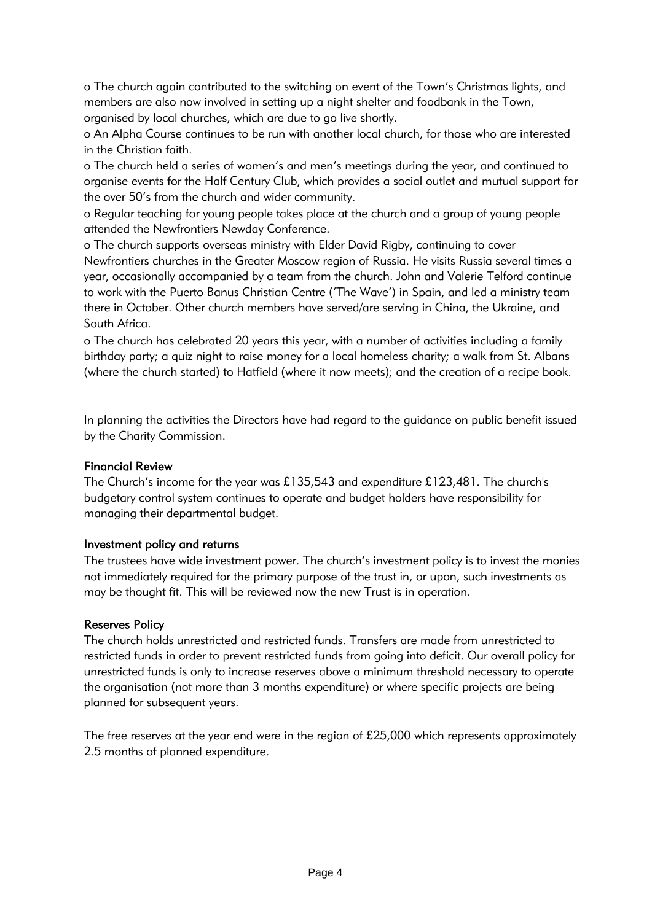- The church again contributed to the switching on event of the Town's Christmas lights, and members are also now involved in setting up a night shelter and foodbank in the Town, organised by local churches, which are due to go live shortly.
- An Alpha Course continues to be run with another local church, for those who are interested in the Christian faith.
- The church held a series of women's and men's meetings during the year, and continued to organise events for the Half Century Club, which provides a social outlet and mutual support for the over 50's from the church and wider community.
- Regular teaching for young people takes place at the church and a group of young people attended the Newfrontiers Newday Conference.
- The church supports overseas ministry with Elder David Rigby, continuing to cover Newfrontiers churches in the Greater Moscow region of Russia. He visits Russia several times a year, occasionally accompanied by a team from the church. John and Valerie Telford continue to work with the Puerto Banus Christian Centre ('The Wave') in Spain, and led a ministry team there in October. Other church members have served/are serving in China, the Ukraine, and South Africa.
- The church has celebrated 20 years this year, with a number of activities including a family birthday party; a quiz night to raise money for a local homeless charity; a walk from St. Albans (where the church started) to Hatfield (where it now meets); and the creation of a recipe book.

In planning the activities the Directors have had regard to the guidance on public benefit issued by the Charity Commission.

## Financial Review

The Church's income for the year was £135,543 and expenditure £123,481. The church's budgetary control system continues to operate and budget holders have responsibility for managing their departmental budget.

## Investment policy and returns

The trustees have wide investment power. The church's investment policy is to invest the monies not immediately required for the primary purpose of the trust in, or upon, such investments as may be thought fit. This will be reviewed now the new Trust is in operation.

## Reserves Policy

The church holds unrestricted and restricted funds. Transfers are made from unrestricted to restricted funds in order to prevent restricted funds from going into deficit. Our overall policy for unrestricted funds is only to increase reserves above a minimum threshold necessary to operate the organisation (not more than 3 months expenditure) or where specific projects are being planned for subsequent years.

The free reserves at the year end were in the region of £25,000 which represents approximately 2.5 months of planned expenditure.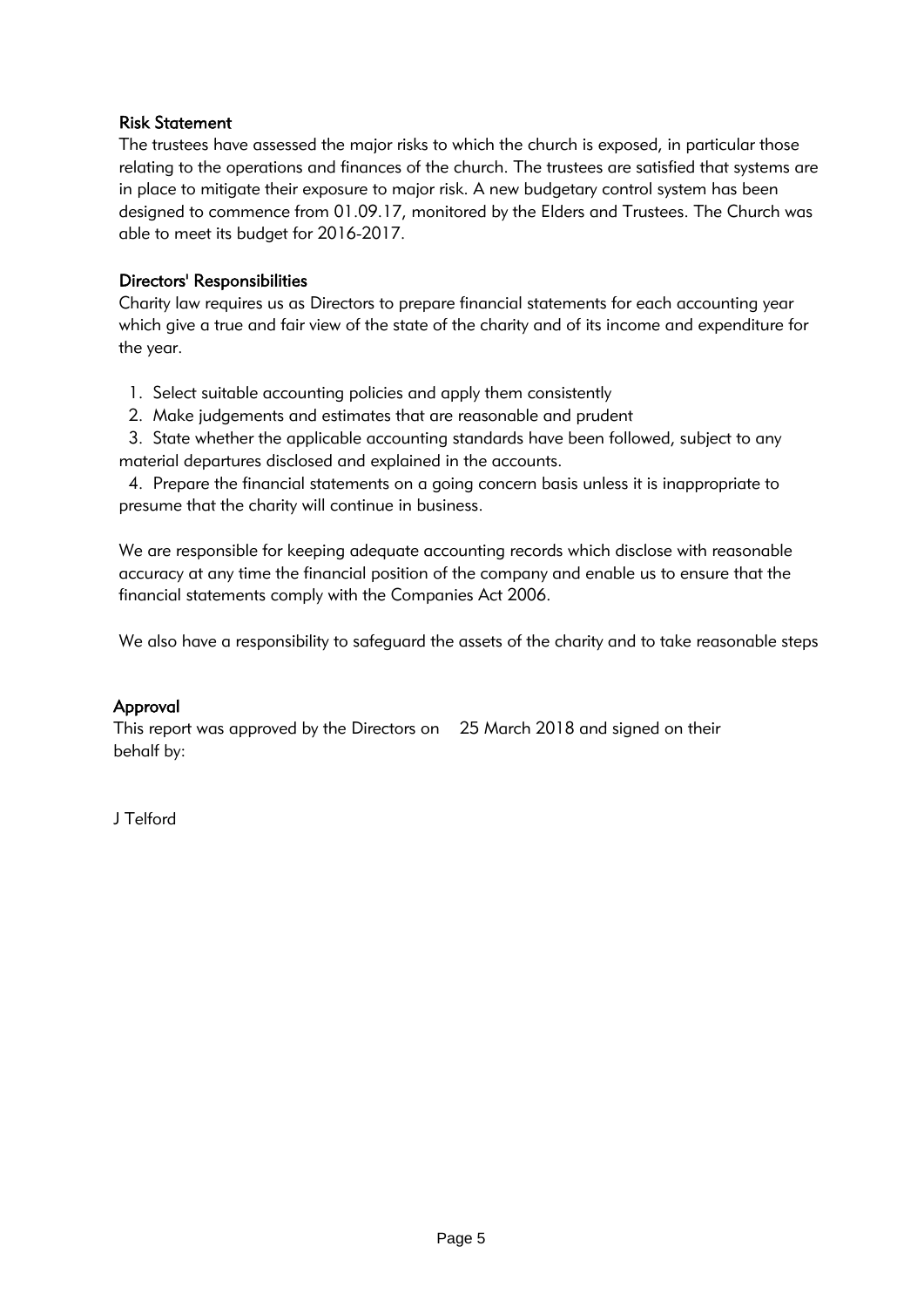## Risk Statement

The trustees have assessed the major risks to which the church is exposed, in particular those relating to the operations and finances of the church. The trustees are satisfied that systems are in place to mitigate their exposure to major risk. A new budgetary control system has been designed to commence from 01.09.17, monitored by the Elders and Trustees. The Church was able to meet its budget for 2016-2017.

## Directors' Responsibilities

Charity law requires us as Directors to prepare financial statements for each accounting year which give a true and fair view of the state of the charity and of its income and expenditure for the year.

1. Select suitable accounting policies and apply them consistently
2. Make judgements and estimates that are reasonable and prudent
3. State whether the applicable accounting standards have been followed, subject to any material departures disclosed and explained in the accounts.
4. Prepare the financial statements on a going concern basis unless it is inappropriate to presume that the charity will continue in business.

We are responsible for keeping adequate accounting records which disclose with reasonable accuracy at any time the financial position of the company and enable us to ensure that the financial statements comply with the Companies Act 2006.

We also have a responsibility to safeguard the assets of the charity and to take reasonable steps

## Approval

This report was approved by the Directors on 25 March 2018 and signed on their behalf by:

J Telford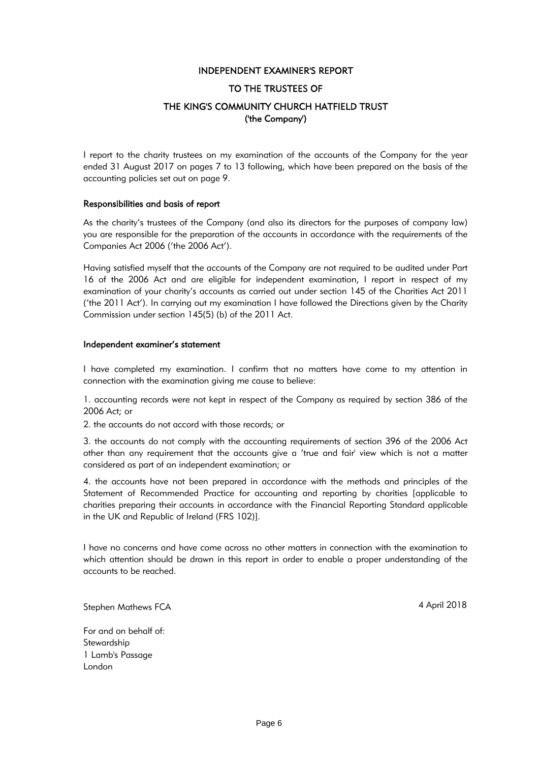# INDEPENDENT EXAMINER'S REPORT

# TO THE TRUSTEES OF

# THE KING'S COMMUNITY CHURCH HATFIELD TRUST
('the Company')

I report to the charity trustees on my examination of the accounts of the Company for the year ended 31 August 2017 on pages 7 to 13 following, which have been prepared on the basis of the accounting policies set out on page 9.

### Responsibilities and basis of report

As the charity's trustees of the Company (and also its directors for the purposes of company law) you are responsible for the preparation of the accounts in accordance with the requirements of the Companies Act 2006 ('the 2006 Act').

Having satisfied myself that the accounts of the Company are not required to be audited under Part 16 of the 2006 Act and are eligible for independent examination, I report in respect of my examination of your charity's accounts as carried out under section 145 of the Charities Act 2011 ('the 2011 Act'). In carrying out my examination I have followed the Directions given by the Charity Commission under section 145(5) (b) of the 2011 Act.

### Independent examiner's statement

I have completed my examination. I confirm that no matters have come to my attention in connection with the examination giving me cause to believe:

1. accounting records were not kept in respect of the Company as required by section 386 of the 2006 Act; or

2. the accounts do not accord with those records; or

3. the accounts do not comply with the accounting requirements of section 396 of the 2006 Act other than any requirement that the accounts give a 'true and fair' view which is not a matter considered as part of an independent examination; or

4. the accounts have not been prepared in accordance with the methods and principles of the Statement of Recommended Practice for accounting and reporting by charities [applicable to charities preparing their accounts in accordance with the Financial Reporting Standard applicable in the UK and Republic of Ireland (FRS 102)].

I have no concerns and have come across no other matters in connection with the examination to which attention should be drawn in this report in order to enable a proper understanding of the accounts to be reached.

Stephen Mathews FCA

4 April 2018

For and on behalf of:
Stewardship
1 Lamb's Passage
London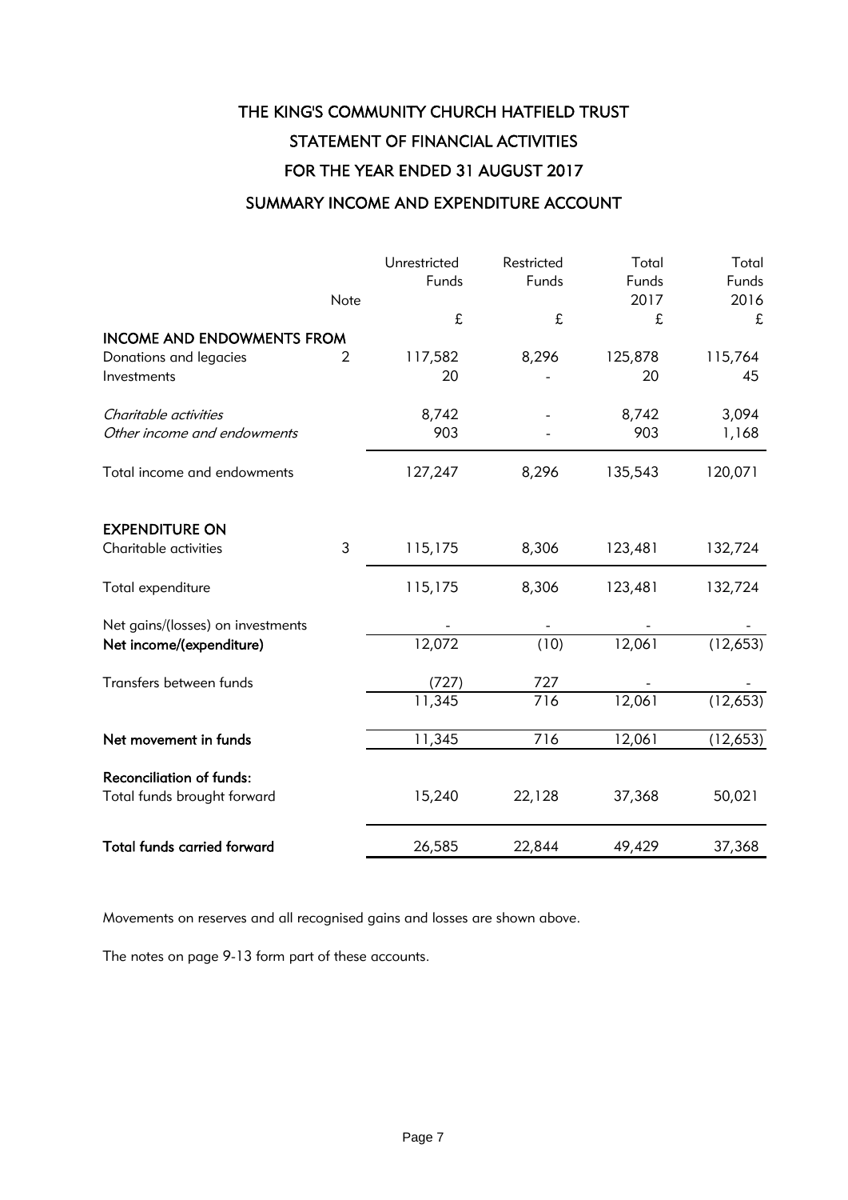# THE KING'S COMMUNITY CHURCH HATFIELD TRUST

## STATEMENT OF FINANCIAL ACTIVITIES

## FOR THE YEAR ENDED 31 AUGUST 2017

## SUMMARY INCOME AND EXPENDITURE ACCOUNT

| | Note | Unrestricted Funds | Restricted Funds | Total Funds 2017 | Total Funds 2016 |
|---|---|---|---|---|---|
| | | £ | £ | £ | £ |
| **INCOME AND ENDOWMENTS FROM** | | | | | |
| Donations and legacies | 2 | 117,582 | 8,296 | 125,878 | 115,764 |
| Investments | | 20 | - | 20 | 45 |
| *Charitable activities* | | 8,742 | - | 8,742 | 3,094 |
| *Other income and endowments* | | 903 | - | 903 | 1,168 |
| Total income and endowments | | 127,247 | 8,296 | 135,543 | 120,071 |
| **EXPENDITURE ON** | | | | | |
| Charitable activities | 3 | 115,175 | 8,306 | 123,481 | 132,724 |
| Total expenditure | | 115,175 | 8,306 | 123,481 | 132,724 |
| Net gains/(losses) on investments | | - | - | - | - |
| **Net income/(expenditure)** | | 12,072 | (10) | 12,061 | (12,653) |
| Transfers between funds | | (727) | 727 | - | - |
| | | 11,345 | 716 | 12,061 | (12,653) |
| **Net movement in funds** | | 11,345 | 716 | 12,061 | (12,653) |
| **Reconciliation of funds:** | | | | | |
| Total funds brought forward | | 15,240 | 22,128 | 37,368 | 50,021 |
| **Total funds carried forward** | | 26,585 | 22,844 | 49,429 | 37,368 |

Movements on reserves and all recognised gains and losses are shown above.

The notes on page 9-13 form part of these accounts.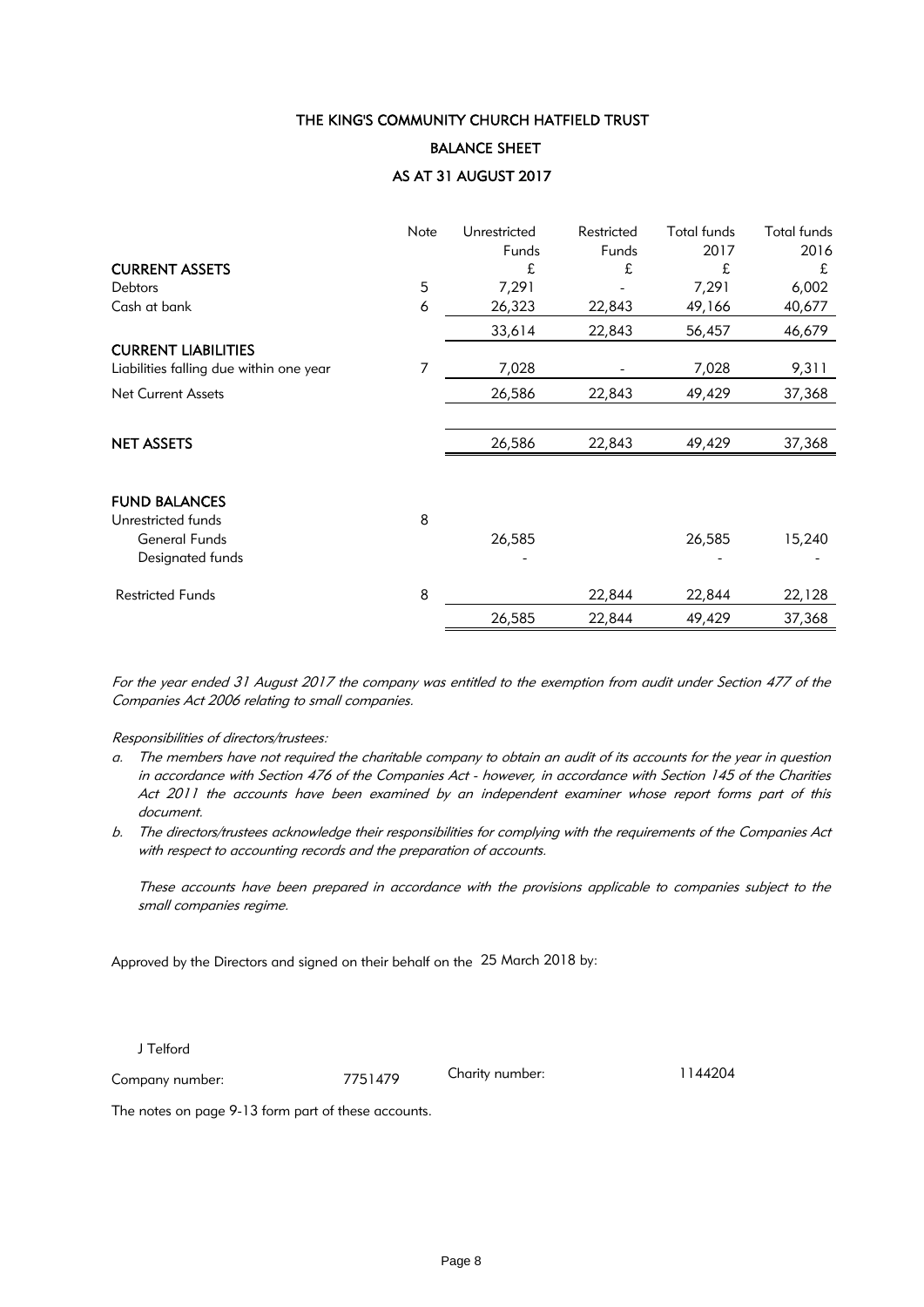# THE KING'S COMMUNITY CHURCH HATFIELD TRUST

## BALANCE SHEET

## AS AT 31 AUGUST 2017

| | Note | Unrestricted Funds | Restricted Funds | Total funds 2017 | Total funds 2016 |
|---|---|---|---|---|---|
| **CURRENT ASSETS** | | £ | £ | £ | £ |
| Debtors | 5 | 7,291 | - | 7,291 | 6,002 |
| Cash at bank | 6 | 26,323 | 22,843 | 49,166 | 40,677 |
| | | 33,614 | 22,843 | 56,457 | 46,679 |
| **CURRENT LIABILITIES** | | | | | |
| Liabilities falling due within one year | 7 | 7,028 | - | 7,028 | 9,311 |
| Net Current Assets | | 26,586 | 22,843 | 49,429 | 37,368 |
| **NET ASSETS** | | 26,586 | 22,843 | 49,429 | 37,368 |
| **FUND BALANCES** | | | | | |
| Unrestricted funds | 8 | | | | |
| General Funds | | 26,585 | | 26,585 | 15,240 |
| Designated funds | | - | | - | - |
| Restricted Funds | 8 | | 22,844 | 22,844 | 22,128 |
| | | 26,585 | 22,844 | 49,429 | 37,368 |

*For the year ended 31 August 2017 the company was entitled to the exemption from audit under Section 477 of the Companies Act 2006 relating to small companies.*

*Responsibilities of directors/trustees:*

a. *The members have not required the charitable company to obtain an audit of its accounts for the year in question in accordance with Section 476 of the Companies Act - however, in accordance with Section 145 of the Charities Act 2011 the accounts have been examined by an independent examiner whose report forms part of this document.*

b. *The directors/trustees acknowledge their responsibilities for complying with the requirements of the Companies Act with respect to accounting records and the preparation of accounts.*

   *These accounts have been prepared in accordance with the provisions applicable to companies subject to the small companies regime.*

Approved by the Directors and signed on their behalf on the 25 March 2018 by:

J Telford

Company number: 7751479 Charity number: 1144204

The notes on page 9-13 form part of these accounts.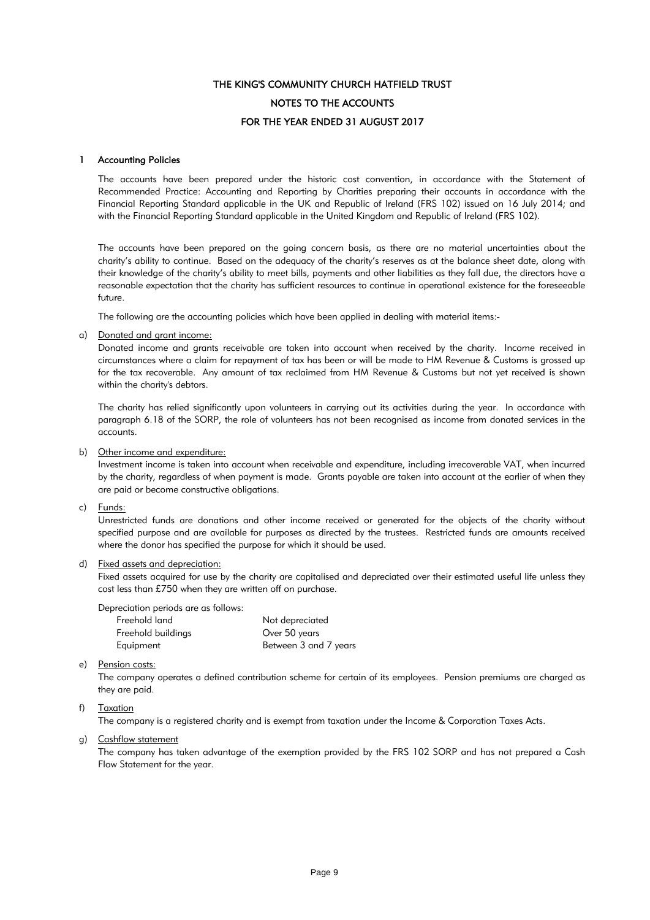# THE KING'S COMMUNITY CHURCH HATFIELD TRUST

## NOTES TO THE ACCOUNTS

## FOR THE YEAR ENDED 31 AUGUST 2017

### 1 Accounting Policies

The accounts have been prepared under the historic cost convention, in accordance with the Statement of Recommended Practice: Accounting and Reporting by Charities preparing their accounts in accordance with the Financial Reporting Standard applicable in the UK and Republic of Ireland (FRS 102) issued on 16 July 2014; and with the Financial Reporting Standard applicable in the United Kingdom and Republic of Ireland (FRS 102).

The accounts have been prepared on the going concern basis, as there are no material uncertainties about the charity's ability to continue. Based on the adequacy of the charity's reserves as at the balance sheet date, along with their knowledge of the charity's ability to meet bills, payments and other liabilities as they fall due, the directors have a reasonable expectation that the charity has sufficient resources to continue in operational existence for the foreseeable future.

The following are the accounting policies which have been applied in dealing with material items:-

a) Donated and grant income:

Donated income and grants receivable are taken into account when received by the charity. Income received in circumstances where a claim for repayment of tax has been or will be made to HM Revenue & Customs is grossed up for the tax recoverable. Any amount of tax reclaimed from HM Revenue & Customs but not yet received is shown within the charity's debtors.

The charity has relied significantly upon volunteers in carrying out its activities during the year. In accordance with paragraph 6.18 of the SORP, the role of volunteers has not been recognised as income from donated services in the accounts.

b) Other income and expenditure:

Investment income is taken into account when receivable and expenditure, including irrecoverable VAT, when incurred by the charity, regardless of when payment is made. Grants payable are taken into account at the earlier of when they are paid or become constructive obligations.

c) Funds:

Unrestricted funds are donations and other income received or generated for the objects of the charity without specified purpose and are available for purposes as directed by the trustees. Restricted funds are amounts received where the donor has specified the purpose for which it should be used.

d) Fixed assets and depreciation:

Fixed assets acquired for use by the charity are capitalised and depreciated over their estimated useful life unless they cost less than £750 when they are written off on purchase.

Depreciation periods are as follows:

| | |
|---|---|
| Freehold land | Not depreciated |
| Freehold buildings | Over 50 years |
| Equipment | Between 3 and 7 years |

e) Pension costs:

The company operates a defined contribution scheme for certain of its employees. Pension premiums are charged as they are paid.

f) Taxation

The company is a registered charity and is exempt from taxation under the Income & Corporation Taxes Acts.

g) Cashflow statement

The company has taken advantage of the exemption provided by the FRS 102 SORP and has not prepared a Cash Flow Statement for the year.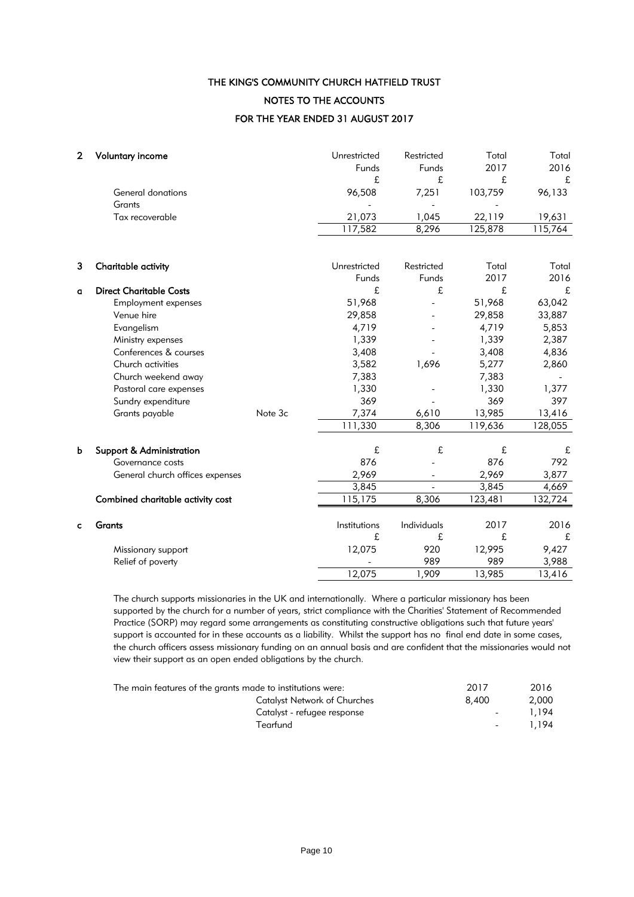# THE KING'S COMMUNITY CHURCH HATFIELD TRUST

## NOTES TO THE ACCOUNTS

## FOR THE YEAR ENDED 31 AUGUST 2017

### 2 Voluntary income

| | Unrestricted Funds | Restricted Funds | Total 2017 | Total 2016 |
|---|---|---|---|---|
| | £ | £ | £ | £ |
| General donations | 96,508 | 7,251 | 103,759 | 96,133 |
| Grants | - | - | - | |
| Tax recoverable | 21,073 | 1,045 | 22,119 | 19,631 |
| | 117,582 | 8,296 | 125,878 | 115,764 |

### 3 Charitable activity

| | | Unrestricted Funds | Restricted Funds | Total 2017 | Total 2016 |
|---|---|---|---|---|---|
| **a Direct Charitable Costs** | | £ | £ | £ | £ |
| Employment expenses | | 51,968 | - | 51,968 | 63,042 |
| Venue hire | | 29,858 | - | 29,858 | 33,887 |
| Evangelism | | 4,719 | - | 4,719 | 5,853 |
| Ministry expenses | | 1,339 | - | 1,339 | 2,387 |
| Conferences & courses | | 3,408 | - | 3,408 | 4,836 |
| Church activities | | 3,582 | 1,696 | 5,277 | 2,860 |
| Church weekend away | | 7,383 | | 7,383 | - |
| Pastoral care expenses | | 1,330 | - | 1,330 | 1,377 |
| Sundry expenditure | | 369 | - | 369 | 397 |
| Grants payable | Note 3c | 7,374 | 6,610 | 13,985 | 13,416 |
| | | 111,330 | 8,306 | 119,636 | 128,055 |
| **b Support & Administration** | | £ | £ | £ | £ |
| Governance costs | | 876 | - | 876 | 792 |
| General church offices expenses | | 2,969 | - | 2,969 | 3,877 |
| | | 3,845 | - | 3,845 | 4,669 |
| **Combined charitable activity cost** | | 115,175 | 8,306 | 123,481 | 132,724 |

**c Grants**

| | Institutions | Individuals | 2017 | 2016 |
|---|---|---|---|---|
| | £ | £ | £ | £ |
| Missionary support | 12,075 | 920 | 12,995 | 9,427 |
| Relief of poverty | - | 989 | 989 | 3,988 |
| | 12,075 | 1,909 | 13,985 | 13,416 |

The church supports missionaries in the UK and internationally. Where a particular missionary has been supported by the church for a number of years, strict compliance with the Charities' Statement of Recommended Practice (SORP) may regard some arrangements as constituting constructive obligations such that future years' support is accounted for in these accounts as a liability. Whilst the support has no final end date in some cases, the church officers assess missionary funding on an annual basis and are confident that the missionaries would not view their support as an open ended obligations by the church.

| The main features of the grants made to institutions were: | 2017 | 2016 |
|---|---|---|
| Catalyst Network of Churches | 8,400 | 2,000 |
| Catalyst - refugee response | - | 1,194 |
| Tearfund | - | 1,194 |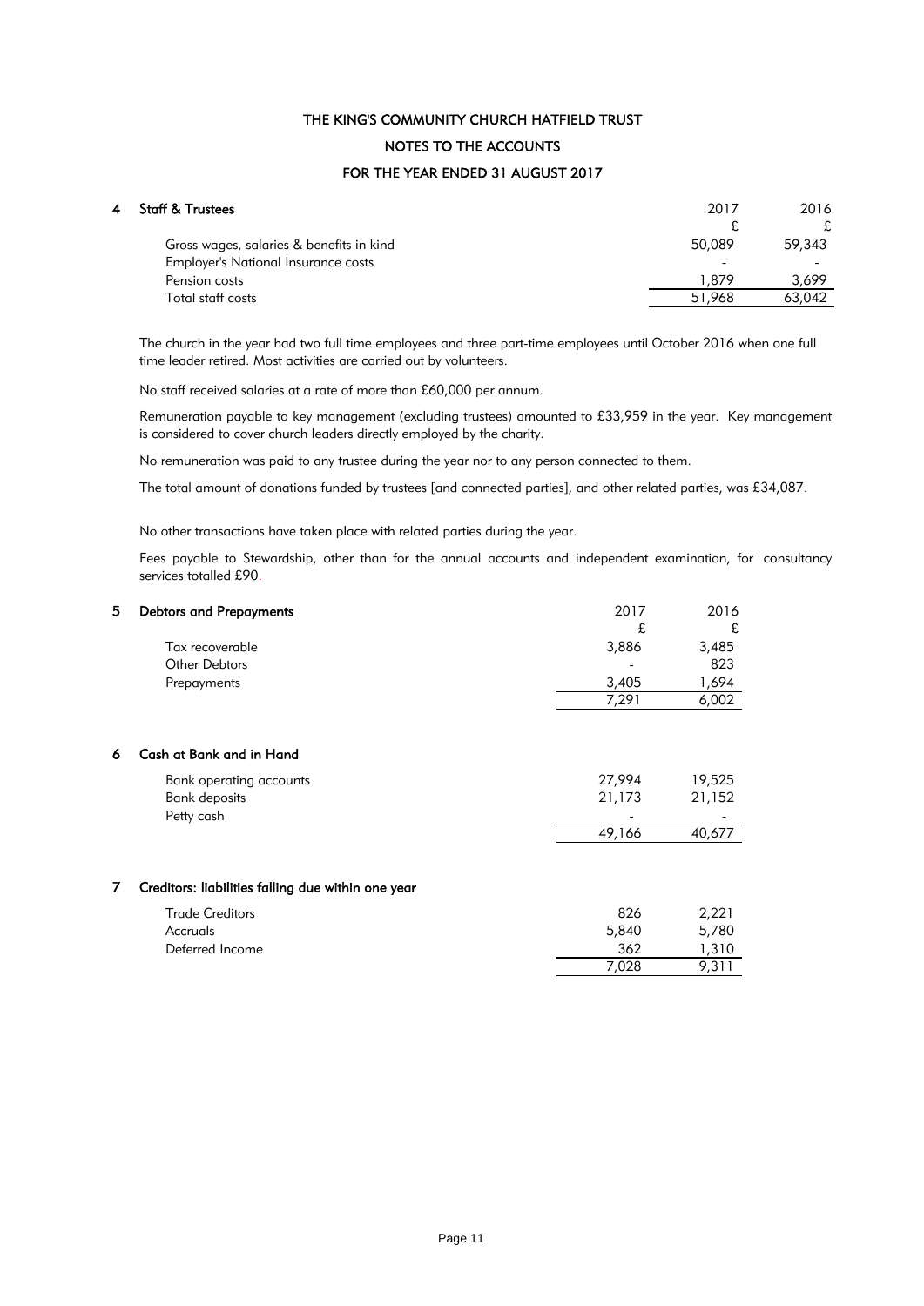# THE KING'S COMMUNITY CHURCH HATFIELD TRUST

## NOTES TO THE ACCOUNTS

## FOR THE YEAR ENDED 31 AUGUST 2017

### 4 Staff & Trustees

| | 2017 | 2016 |
|---|---|---|
| | £ | £ |
| Gross wages, salaries & benefits in kind | 50,089 | 59,343 |
| Employer's National Insurance costs | - | - |
| Pension costs | 1,879 | 3,699 |
| Total staff costs | 51,968 | 63,042 |

The church in the year had two full time employees and three part-time employees until October 2016 when one full time leader retired. Most activities are carried out by volunteers.

No staff received salaries at a rate of more than £60,000 per annum.

Remuneration payable to key management (excluding trustees) amounted to £33,959 in the year. Key management is considered to cover church leaders directly employed by the charity.

No remuneration was paid to any trustee during the year nor to any person connected to them.

The total amount of donations funded by trustees [and connected parties], and other related parties, was £34,087.

No other transactions have taken place with related parties during the year.

Fees payable to Stewardship, other than for the annual accounts and independent examination, for consultancy services totalled £90.

### 5 Debtors and Prepayments

| | 2017 | 2016 |
|---|---|---|
| | £ | £ |
| Tax recoverable | 3,886 | 3,485 |
| Other Debtors | - | 823 |
| Prepayments | 3,405 | 1,694 |
| | 7,291 | 6,002 |

### 6 Cash at Bank and in Hand

| | 2017 | 2016 |
|---|---|---|
| Bank operating accounts | 27,994 | 19,525 |
| Bank deposits | 21,173 | 21,152 |
| Petty cash | - | - |
| | 49,166 | 40,677 |

### 7 Creditors: liabilities falling due within one year

| | 2017 | 2016 |
|---|---|---|
| Trade Creditors | 826 | 2,221 |
| Accruals | 5,840 | 5,780 |
| Deferred Income | 362 | 1,310 |
| | 7,028 | 9,311 |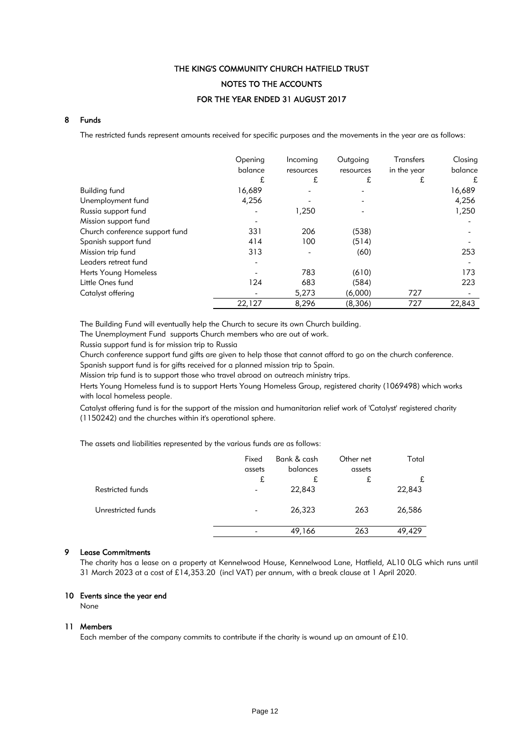# THE KING'S COMMUNITY CHURCH HATFIELD TRUST

## NOTES TO THE ACCOUNTS

## FOR THE YEAR ENDED 31 AUGUST 2017

### 8 Funds

The restricted funds represent amounts received for specific purposes and the movements in the year are as follows:

| | Opening balance £ | Incoming resources £ | Outgoing resources £ | Transfers in the year £ | Closing balance £ |
|---|---|---|---|---|---|
| Building fund | 16,689 | - | - | | 16,689 |
| Unemployment fund | 4,256 | | - | | 4,256 |
| Russia support fund | - | 1,250 | - | | 1,250 |
| Mission support fund | - | | | | - |
| Church conference support fund | 331 | 206 | (538) | | - |
| Spanish support fund | 414 | 100 | (514) | | - |
| Mission trip fund | 313 | - | (60) | | 253 |
| Leaders retreat fund | - | | | | - |
| Herts Young Homeless | - | 783 | (610) | | 173 |
| Little Ones fund | 124 | 683 | (584) | | 223 |
| Catalyst offering | - | 5,273 | (6,000) | 727 | - |
| | 22,127 | 8,296 | (8,306) | 727 | 22,843 |

The Building Fund will eventually help the Church to secure its own Church building.

The Unemployment Fund supports Church members who are out of work.

Russia support fund is for mission trip to Russia

Church conference support fund gifts are given to help those that cannot afford to go on the church conference.

Spanish support fund is for gifts received for a planned mission trip to Spain.

Mission trip fund is to support those who travel abroad on outreach ministry trips.

Herts Young Homeless fund is to support Herts Young Homeless Group, registered charity (1069498) which works with local homeless people.

Catalyst offering fund is for the support of the mission and humanitarian relief work of 'Catalyst' registered charity (1150242) and the churches within it's operational sphere.

The assets and liabilities represented by the various funds are as follows:

| | Fixed assets £ | Bank & cash balances £ | Other net assets £ | Total £ |
|---|---|---|---|---|
| Restricted funds | - | 22,843 | | 22,843 |
| Unrestricted funds | - | 26,323 | 263 | 26,586 |
| | - | 49,166 | 263 | 49,429 |

### 9 Lease Commitments

The charity has a lease on a property at Kennelwood House, Kennelwood Lane, Hatfield, AL10 0LG which runs until 31 March 2023 at a cost of £14,353.20 (incl VAT) per annum, with a break clause at 1 April 2020.

### 10 Events since the year end

None

### 11 Members

Each member of the company commits to contribute if the charity is wound up an amount of £10.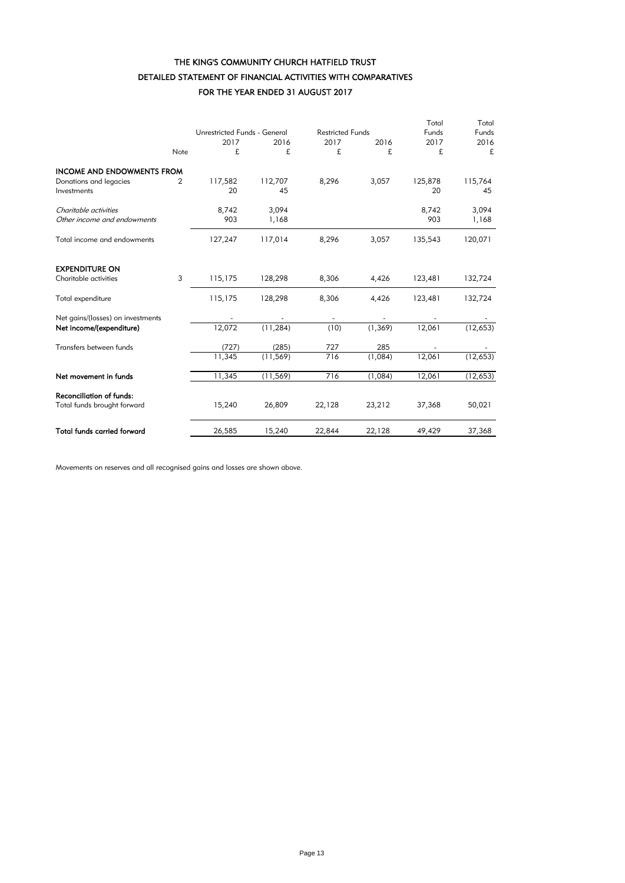# THE KING'S COMMUNITY CHURCH HATFIELD TRUST

## DETAILED STATEMENT OF FINANCIAL ACTIVITIES WITH COMPARATIVES

## FOR THE YEAR ENDED 31 AUGUST 2017

| | Note | Unrestricted Funds - General 2017 £ | Unrestricted Funds - General 2016 £ | Restricted Funds 2017 £ | Restricted Funds 2016 £ | Total Funds 2017 £ | Total Funds 2016 £ |
|---|---|---|---|---|---|---|---|
| **INCOME AND ENDOWMENTS FROM** | | | | | | | |
| Donations and legacies | 2 | 117,582 | 112,707 | 8,296 | 3,057 | 125,878 | 115,764 |
| Investments | | 20 | 45 | | | 20 | 45 |
| *Charitable activities* | | 8,742 | 3,094 | | | 8,742 | 3,094 |
| *Other income and endowments* | | 903 | 1,168 | | | 903 | 1,168 |
| Total income and endowments | | 127,247 | 117,014 | 8,296 | 3,057 | 135,543 | 120,071 |
| **EXPENDITURE ON** | | | | | | | |
| Charitable activities | 3 | 115,175 | 128,298 | 8,306 | 4,426 | 123,481 | 132,724 |
| Total expenditure | | 115,175 | 128,298 | 8,306 | 4,426 | 123,481 | 132,724 |
| Net gains/(losses) on investments | | - | - | - | - | - | - |
| Net income/(expenditure) | | 12,072 | (11,284) | (10) | (1,369) | 12,061 | (12,653) |
| Transfers between funds | | (727) | (285) | 727 | 285 | - | - |
| | | 11,345 | (11,569) | 716 | (1,084) | 12,061 | (12,653) |
| **Net movement in funds** | | 11,345 | (11,569) | 716 | (1,084) | 12,061 | (12,653) |
| **Reconciliation of funds:** | | | | | | | |
| Total funds brought forward | | 15,240 | 26,809 | 22,128 | 23,212 | 37,368 | 50,021 |
| **Total funds carried forward** | | 26,585 | 15,240 | 22,844 | 22,128 | 49,429 | 37,368 |

Movements on reserves and all recognised gains and losses are shown above.